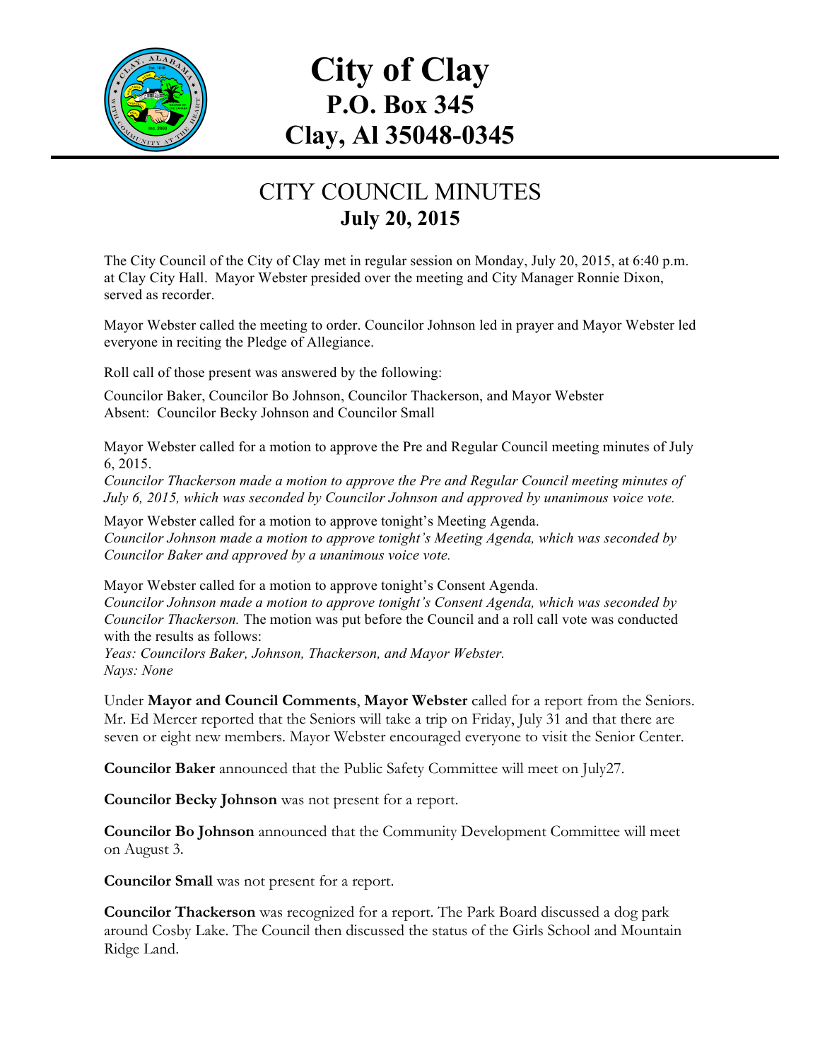# City of Clay
## P.O. Box 345
## Clay, Al 35048-0345

## CITY COUNCIL MINUTES
### July 20, 2015

The City Council of the City of Clay met in regular session on Monday, July 20, 2015, at 6:40 p.m. at Clay City Hall. Mayor Webster presided over the meeting and City Manager Ronnie Dixon, served as recorder.

Mayor Webster called the meeting to order. Councilor Johnson led in prayer and Mayor Webster led everyone in reciting the Pledge of Allegiance.

Roll call of those present was answered by the following:

Councilor Baker, Councilor Bo Johnson, Councilor Thackerson, and Mayor Webster
Absent: Councilor Becky Johnson and Councilor Small

Mayor Webster called for a motion to approve the Pre and Regular Council meeting minutes of July 6, 2015.
*Councilor Thackerson made a motion to approve the Pre and Regular Council meeting minutes of July 6, 2015, which was seconded by Councilor Johnson and approved by unanimous voice vote.*

Mayor Webster called for a motion to approve tonight's Meeting Agenda.
*Councilor Johnson made a motion to approve tonight's Meeting Agenda, which was seconded by Councilor Baker and approved by a unanimous voice vote.*

Mayor Webster called for a motion to approve tonight's Consent Agenda.
*Councilor Johnson made a motion to approve tonight's Consent Agenda, which was seconded by Councilor Thackerson.* The motion was put before the Council and a roll call vote was conducted with the results as follows:
*Yeas: Councilors Baker, Johnson, Thackerson, and Mayor Webster.*
*Nays: None*

Under **Mayor and Council Comments**, **Mayor Webster** called for a report from the Seniors. Mr. Ed Mercer reported that the Seniors will take a trip on Friday, July 31 and that there are seven or eight new members. Mayor Webster encouraged everyone to visit the Senior Center.

**Councilor Baker** announced that the Public Safety Committee will meet on July27.

**Councilor Becky Johnson** was not present for a report.

**Councilor Bo Johnson** announced that the Community Development Committee will meet on August 3.

**Councilor Small** was not present for a report.

**Councilor Thackerson** was recognized for a report. The Park Board discussed a dog park around Cosby Lake. The Council then discussed the status of the Girls School and Mountain Ridge Land.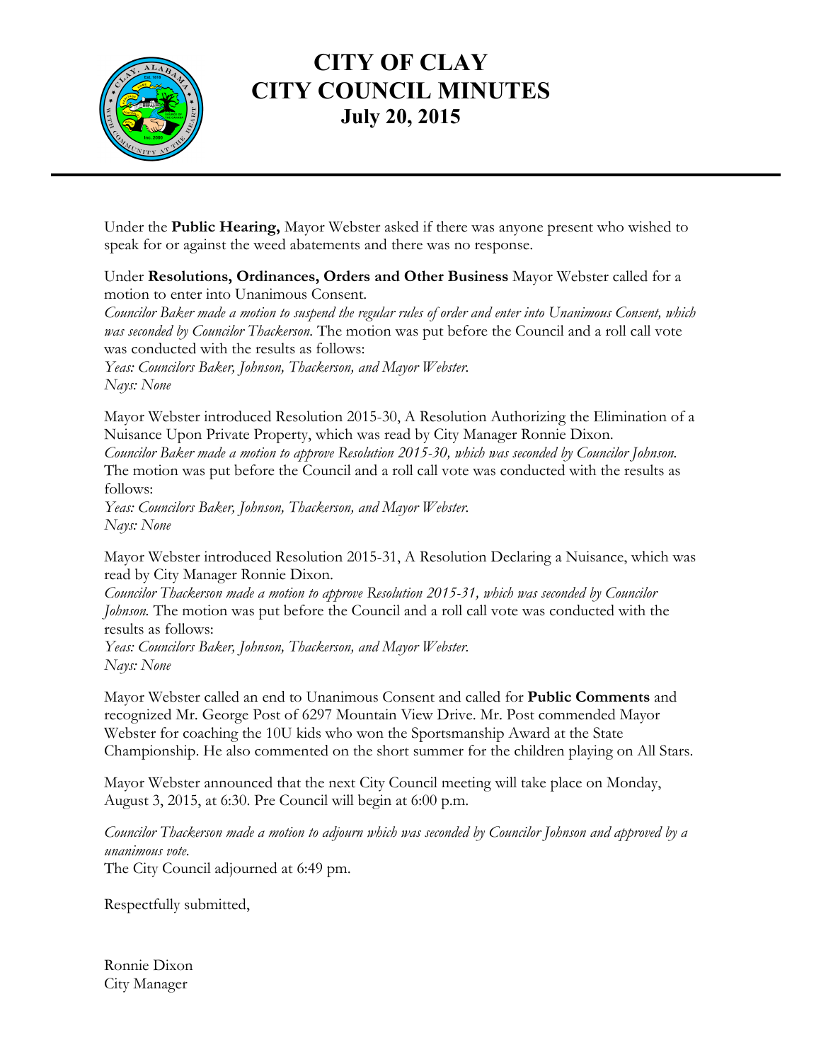# CITY OF CLAY
# CITY COUNCIL MINUTES
## July 20, 2015

Under the **Public Hearing,** Mayor Webster asked if there was anyone present who wished to speak for or against the weed abatements and there was no response.

Under **Resolutions, Ordinances, Orders and Other Business** Mayor Webster called for a motion to enter into Unanimous Consent.
*Councilor Baker made a motion to suspend the regular rules of order and enter into Unanimous Consent, which was seconded by Councilor Thackerson.* The motion was put before the Council and a roll call vote was conducted with the results as follows:
*Yeas: Councilors Baker, Johnson, Thackerson, and Mayor Webster.*
*Nays: None*

Mayor Webster introduced Resolution 2015-30, A Resolution Authorizing the Elimination of a Nuisance Upon Private Property, which was read by City Manager Ronnie Dixon.
*Councilor Baker made a motion to approve Resolution 2015-30, which was seconded by Councilor Johnson.* The motion was put before the Council and a roll call vote was conducted with the results as follows:
*Yeas: Councilors Baker, Johnson, Thackerson, and Mayor Webster.*
*Nays: None*

Mayor Webster introduced Resolution 2015-31, A Resolution Declaring a Nuisance, which was read by City Manager Ronnie Dixon.
*Councilor Thackerson made a motion to approve Resolution 2015-31, which was seconded by Councilor Johnson.* The motion was put before the Council and a roll call vote was conducted with the results as follows:
*Yeas: Councilors Baker, Johnson, Thackerson, and Mayor Webster.*
*Nays: None*

Mayor Webster called an end to Unanimous Consent and called for **Public Comments** and recognized Mr. George Post of 6297 Mountain View Drive. Mr. Post commended Mayor Webster for coaching the 10U kids who won the Sportsmanship Award at the State Championship. He also commented on the short summer for the children playing on All Stars.

Mayor Webster announced that the next City Council meeting will take place on Monday, August 3, 2015, at 6:30. Pre Council will begin at 6:00 p.m.

*Councilor Thackerson made a motion to adjourn which was seconded by Councilor Johnson and approved by a unanimous vote.*
The City Council adjourned at 6:49 pm.

Respectfully submitted,

Ronnie Dixon
City Manager